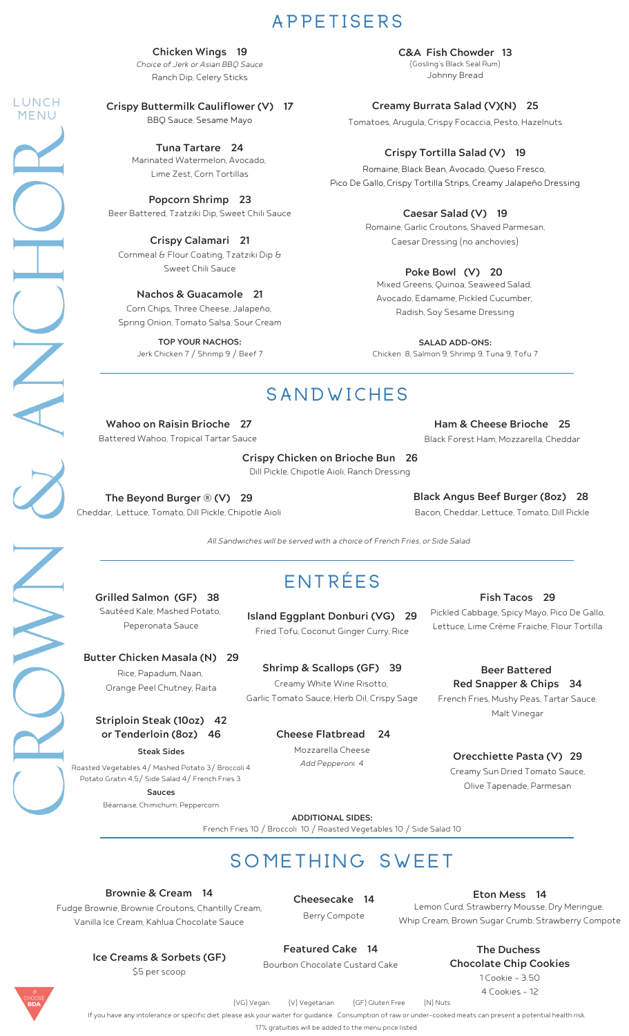# CROWN & ANCHOR

LUNCH MENU

## APPETISERS

**Chicken Wings 19**
*Choice of Jerk or Asian BBQ Sauce*
Ranch Dip, Celery Sticks

**Crispy Buttermilk Cauliflower (V) 17**
BBQ Sauce, Sesame Mayo

**Tuna Tartare 24**
Marinated Watermelon, Avocado, Lime Zest, Corn Tortillas

**Popcorn Shrimp 23**
Beer Battered, Tzatziki Dip, Sweet Chili Sauce

**Crispy Calamari 21**
Cornmeal & Flour Coating, Tzatziki Dip & Sweet Chili Sauce

**Nachos & Guacamole 21**
Corn Chips, Three Cheese, Jalapeño, Spring Onion, Tomato Salsa, Sour Cream

**TOP YOUR NACHOS:**
Jerk Chicken 7 / Shrimp 9 / Beef 7

**C&A Fish Chowder 13**
(Gosling's Black Seal Rum)
Johnny Bread

**Creamy Burrata Salad (V)(N) 25**
Tomatoes, Arugula, Crispy Focaccia, Pesto, Hazelnuts

**Crispy Tortilla Salad (V) 19**
Romaine, Black Bean, Avocado, Queso Fresco, Pico De Gallo, Crispy Tortilla Strips, Creamy Jalapeño Dressing

**Caesar Salad (V) 19**
Romaine, Garlic Croutons, Shaved Parmesan, Caesar Dressing (no anchovies)

**Poke Bowl (V) 20**
Mixed Greens, Quinoa, Seaweed Salad, Avocado, Edamame, Pickled Cucumber, Radish, Soy Sesame Dressing

**SALAD ADD-ONS:**
Chicken 8, Salmon 9, Shrimp 9, Tuna 9, Tofu 7

## SANDWICHES

**Wahoo on Raisin Brioche 27**
Battered Wahoo, Tropical Tartar Sauce

**Ham & Cheese Brioche 25**
Black Forest Ham, Mozzarella, Cheddar

**Crispy Chicken on Brioche Bun 26**
Dill Pickle, Chipotle Aioli, Ranch Dressing

**The Beyond Burger ® (V) 29**
Cheddar, Lettuce, Tomato, Dill Pickle, Chipotle Aioli

**Black Angus Beef Burger (8oz) 28**
Bacon, Cheddar, Lettuce, Tomato, Dill Pickle

*All Sandwiches will be served with a choice of French Fries, or Side Salad*

## ENTRÉES

**Grilled Salmon (GF) 38**
Sautéed Kale, Mashed Potato, Peperonata Sauce

**Butter Chicken Masala (N) 29**
Rice, Papadum, Naan, Orange Peel Chutney, Raita

**Striploin Steak (10oz) 42 or Tenderloin (8oz) 46**

**Steak Sides**
Roasted Vegetables 4 / Mashed Potato 3 / Broccoli 4
Potato Gratin 4.5 / Side Salad 4 / French Fries 3

**Sauces**
Béarnaise, Chimichurri, Peppercorn

**Island Eggplant Donburi (VG) 29**
Fried Tofu, Coconut Ginger Curry, Rice

**Shrimp & Scallops (GF) 39**
Creamy White Wine Risotto, Garlic Tomato Sauce, Herb Oil, Crispy Sage

**Cheese Flatbread 24**
Mozzarella Cheese
*Add Pepperoni 4*

**Fish Tacos 29**
Pickled Cabbage, Spicy Mayo, Pico De Gallo, Lettuce, Lime Crème Fraiche, Flour Tortilla

**Beer Battered Red Snapper & Chips 34**
French Fries, Mushy Peas, Tartar Sauce, Malt Vinegar

**Orecchiette Pasta (V) 29**
Creamy Sun Dried Tomato Sauce, Olive Tapenade, Parmesan

**ADDITIONAL SIDES:**
French Fries 10 / Broccoli 10 / Roasted Vegetables 10 / Side Salad 10

## SOMETHING SWEET

**Brownie & Cream 14**
Fudge Brownie, Brownie Croutons, Chantilly Cream, Vanilla Ice Cream, Kahlua Chocolate Sauce

**Cheesecake 14**
Berry Compote

**Eton Mess 14**
Lemon Curd, Strawberry Mousse, Dry Meringue, Whip Cream, Brown Sugar Crumb, Strawberry Compote

**Ice Creams & Sorbets (GF)**
$5 per scoop

**Featured Cake 14**
Bourbon Chocolate Custard Cake

**The Duchess Chocolate Chip Cookies**
1 Cookie - 3.50
4 Cookies - 12

#CHOOSE BDA

(VG) Vegan (V) Vegetarian (GF) Gluten Free (N) Nuts

If you have any intolerance or specific diet, please ask your waiter for guidance. Consumption of raw or under-cooked meats can present a potential health risk.

17% gratuities will be added to the menu price listed.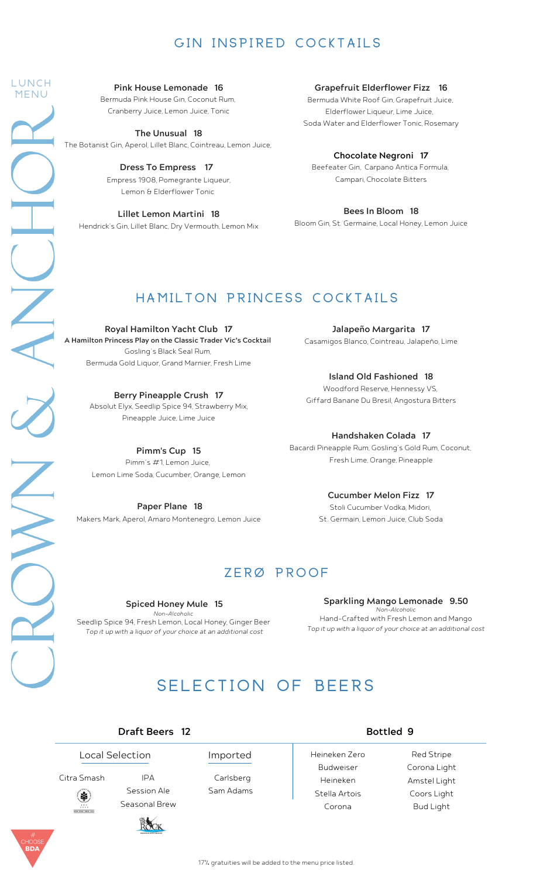LUNCH MENU

CROWN & ANCHOR

## GIN INSPIRED COCKTAILS

**Pink House Lemonade 16**
Bermuda Pink House Gin, Coconut Rum, Cranberry Juice, Lemon Juice, Tonic

**The Unusual 18**
The Botanist Gin, Aperol, Lillet Blanc, Cointreau, Lemon Juice,

**Dress To Empress 17**
Empress 1908, Pomegrante Liqueur, Lemon & Elderflower Tonic

**Lillet Lemon Martini 18**
Hendrick's Gin, Lillet Blanc, Dry Vermouth, Lemon Mix

**Grapefruit Elderflower Fizz 16**
Bermuda White Roof Gin, Grapefruit Juice, Elderflower Liqueur, Lime Juice, Soda Water and Elderflower Tonic, Rosemary

**Chocolate Negroni 17**
Beefeater Gin, Carpano Antica Formula, Campari, Chocolate Bitters

**Bees In Bloom 18**
Bloom Gin, St. Germaine, Local Honey, Lemon Juice

## HAMILTON PRINCESS COCKTAILS

**Royal Hamilton Yacht Club 17**
**A Hamilton Princess Play on the Classic Trader Vic's Cocktail**
Gosling's Black Seal Rum, Bermuda Gold Liquor, Grand Marnier, Fresh Lime

**Berry Pineapple Crush 17**
Absolut Elyx, Seedlip Spice 94, Strawberry Mix, Pineapple Juice, Lime Juice

**Pimm's Cup 15**
Pimm's #1, Lemon Juice, Lemon Lime Soda, Cucumber, Orange, Lemon

**Paper Plane 18**
Makers Mark, Aperol, Amaro Montenegro, Lemon Juice

**Jalapeño Margarita 17**
Casamigos Blanco, Cointreau, Jalapeño, Lime

**Island Old Fashioned 18**
Woodford Reserve, Hennessy VS, Giffard Banane Du Bresil, Angostura Bitters

**Handshaken Colada 17**
Bacardi Pineapple Rum, Gosling's Gold Rum, Coconut, Fresh Lime, Orange, Pineapple

**Cucumber Melon Fizz 17**
Stoli Cucumber Vodka, Midori, St. Germain, Lemon Juice, Club Soda

## ZERØ PROOF

**Spiced Honey Mule 15**
*Non-Alcoholic*
Seedlip Spice 94, Fresh Lemon, Local Honey, Ginger Beer
*Top it up with a liquor of your choice at an additional cost*

**Sparkling Mango Lemonade 9.50**
*Non-Alcoholic*
Hand-Crafted with Fresh Lemon and Mango
*Top it up with a liquor of your choice at an additional cost*

## SELECTION OF BEERS

**Draft Beers 12**

Local Selection
- Citra Smash
- IPA
- Session Ale
- Seasonal Brew

Imported
- Carlsberg
- Sam Adams

**Bottled 9**

- Heineken Zero
- Budweiser
- Heineken
- Stella Artois
- Corona
- Red Stripe
- Corona Light
- Amstel Light
- Coors Light
- Bud Light

#CHOOSE BDA

17% gratuities will be added to the menu price listed.